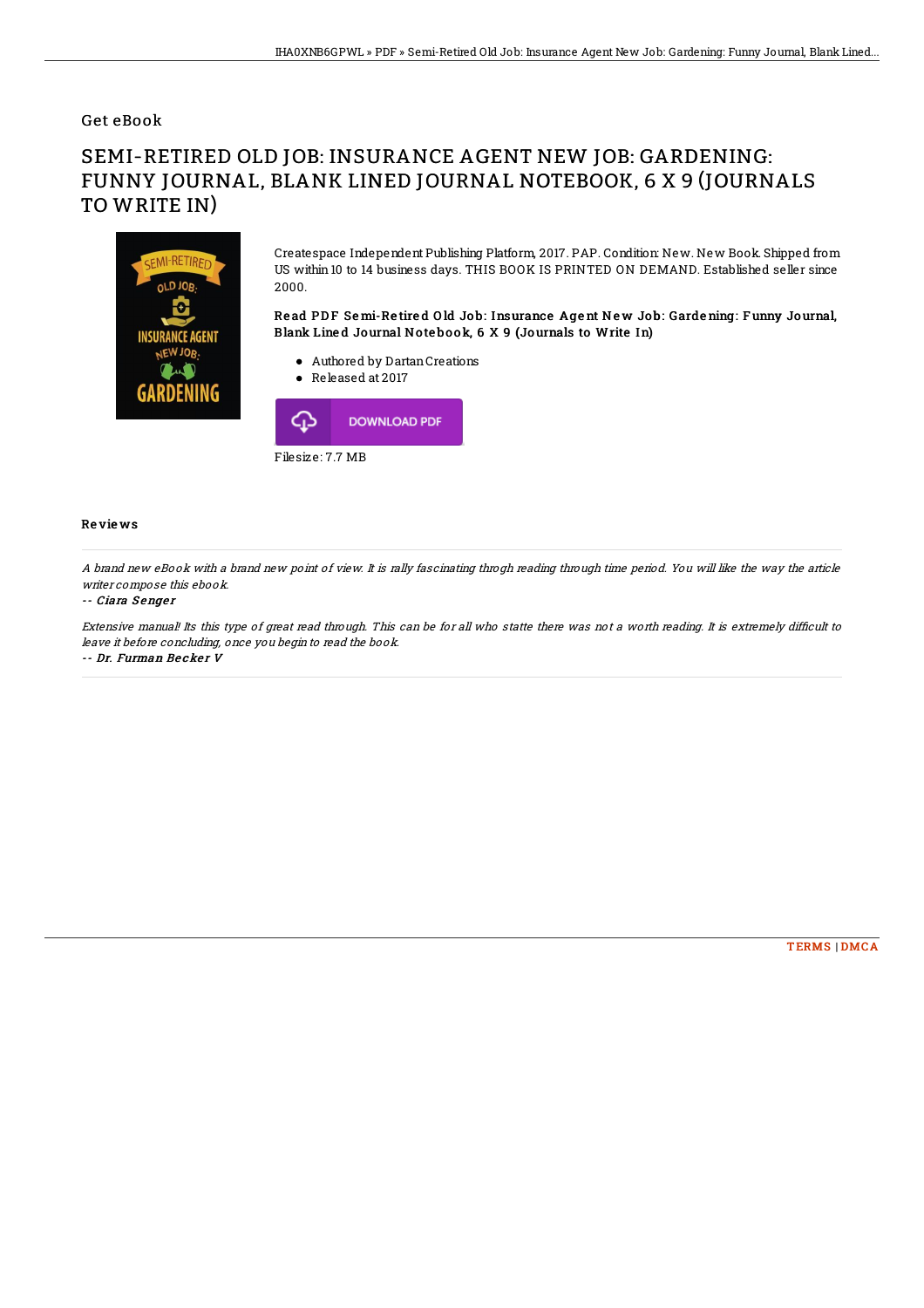Get eBook

# SEMI-RETIRED OLD JOB: INSURANCE AGENT NEW JOB: GARDENING: FUNNY JOURNAL, BLANK LINED JOURNAL NOTEBOOK, 6 X 9 (JOURNALS TO WRITE IN)

Createspace Independent Publishing Platform, 2017. PAP. Condition: New. New Book. Shipped from US within 10 to 14 business days. THIS BOOK IS PRINTED ON DEMAND. Established seller since 2000.

**Read PDF Semi-Retired Old Job: Insurance Agent New Job: Gardening: Funny Journal, Blank Lined Journal Notebook, 6 X 9 (Journals to Write In)**

- Authored by Dartan Creations
- Released at 2017

DOWNLOAD PDF

Filesize: 7.7 MB

## Reviews

*A brand new eBook with a brand new point of view. It is rally fascinating throgh reading through time period. You will like the way the article writer compose this ebook.*

*-- Ciara Senger*

*Extensive manual! Its this type of great read through. This can be for all who statte there was not a worth reading. It is extremely difficult to leave it before concluding, once you begin to read the book.*

*-- Dr. Furman Becker V*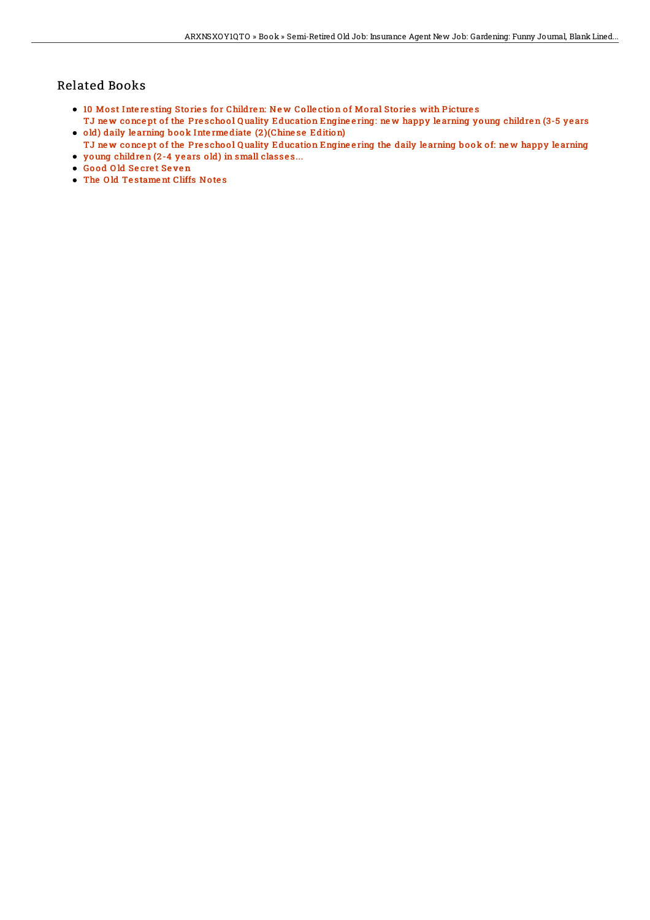## Related Books

- 10 Most Interesting Stories for Children: New Collection of Moral Stories with Pictures
- TJ new concept of the Preschool Quality Education Engineering: new happy learning young children (3-5 years old) daily learning book Intermediate (2)(Chinese Edition)
- TJ new concept of the Preschool Quality Education Engineering the daily learning book of: new happy learning young children (2-4 years old) in small classes...
- Good Old Secret Seven
- The Old Testament Cliffs Notes